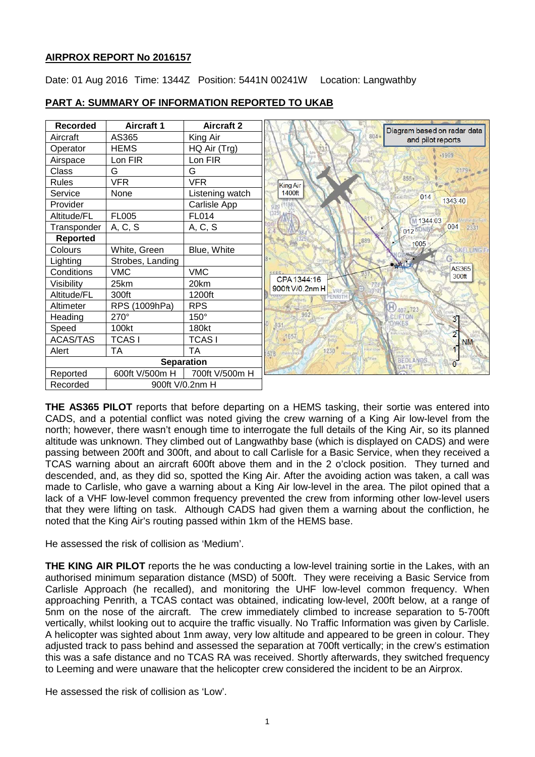## AIRPROX REPORT No 2016157

Date: 01 Aug 2016 Time: 1344Z Position: 5441N 00241W Location: Langwathby

## PART A: SUMMARY OF INFORMATION REPORTED TO UKAB

| Recorded | Aircraft 1 | Aircraft 2 |
|---|---|---|
| Aircraft | AS365 | King Air |
| Operator | HEMS | HQ Air (Trg) |
| Airspace | Lon FIR | Lon FIR |
| Class | G | G |
| Rules | VFR | VFR |
| Service | None | Listening watch |
| Provider | | Carlisle App |
| Altitude/FL | FL005 | FL014 |
| Transponder | A, C, S | A, C, S |
| **Reported** | | |
| Colours | White, Green | Blue, White |
| Lighting | Strobes, Landing | |
| Conditions | VMC | VMC |
| Visibility | 25km | 20km |
| Altitude/FL | 300ft | 1200ft |
| Altimeter | RPS (1009hPa) | RPS |
| Heading | 270° | 150° |
| Speed | 100kt | 180kt |
| ACAS/TAS | TCAS I | TCAS I |
| Alert | TA | TA |
| **Separation** | | |
| Reported | 600ft V/500m H | 700ft V/500m H |
| Recorded | 900ft V/0.2nm H | |

**THE AS365 PILOT** reports that before departing on a HEMS tasking, their sortie was entered into CADS, and a potential conflict was noted giving the crew warning of a King Air low-level from the north; however, there wasn't enough time to interrogate the full details of the King Air, so its planned altitude was unknown. They climbed out of Langwathby base (which is displayed on CADS) and were passing between 200ft and 300ft, and about to call Carlisle for a Basic Service, when they received a TCAS warning about an aircraft 600ft above them and in the 2 o'clock position. They turned and descended, and, as they did so, spotted the King Air. After the avoiding action was taken, a call was made to Carlisle, who gave a warning about a King Air low-level in the area. The pilot opined that a lack of a VHF low-level common frequency prevented the crew from informing other low-level users that they were lifting on task. Although CADS had given them a warning about the confliction, he noted that the King Air's routing passed within 1km of the HEMS base.

He assessed the risk of collision as 'Medium'.

**THE KING AIR PILOT** reports the he was conducting a low-level training sortie in the Lakes, with an authorised minimum separation distance (MSD) of 500ft. They were receiving a Basic Service from Carlisle Approach (he recalled), and monitoring the UHF low-level common frequency. When approaching Penrith, a TCAS contact was obtained, indicating low-level, 200ft below, at a range of 5nm on the nose of the aircraft. The crew immediately climbed to increase separation to 5-700ft vertically, whilst looking out to acquire the traffic visually. No Traffic Information was given by Carlisle. A helicopter was sighted about 1nm away, very low altitude and appeared to be green in colour. They adjusted track to pass behind and assessed the separation at 700ft vertically; in the crew's estimation this was a safe distance and no TCAS RA was received. Shortly afterwards, they switched frequency to Leeming and were unaware that the helicopter crew considered the incident to be an Airprox.

He assessed the risk of collision as 'Low'.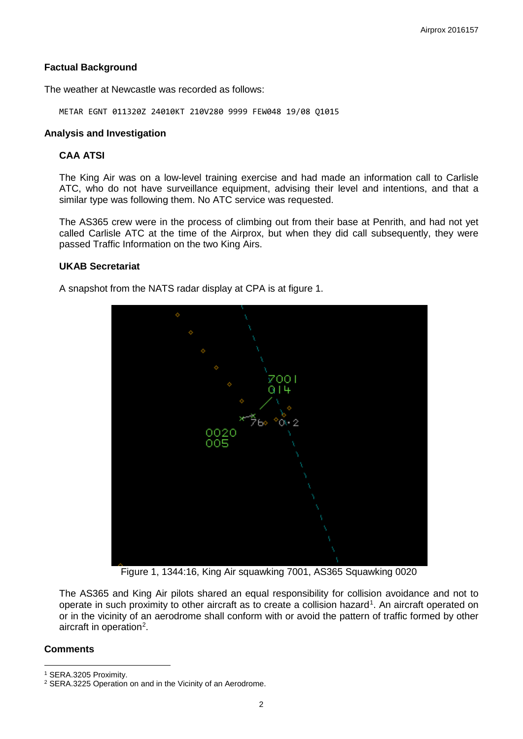## Factual Background

The weather at Newcastle was recorded as follows:

```
METAR EGNT 011320Z 24010KT 210V280 9999 FEW048 19/08 Q1015
```

## Analysis and Investigation

### CAA ATSI

The King Air was on a low-level training exercise and had made an information call to Carlisle ATC, who do not have surveillance equipment, advising their level and intentions, and that a similar type was following them. No ATC service was requested.

The AS365 crew were in the process of climbing out from their base at Penrith, and had not yet called Carlisle ATC at the time of the Airprox, but when they did call subsequently, they were passed Traffic Information on the two King Airs.

### UKAB Secretariat

A snapshot from the NATS radar display at CPA is at figure 1.

Figure 1, 1344:16, King Air squawking 7001, AS365 Squawking 0020

The AS365 and King Air pilots shared an equal responsibility for collision avoidance and not to operate in such proximity to other aircraft as to create a collision hazard[1]. An aircraft operated on or in the vicinity of an aerodrome shall conform with or avoid the pattern of traffic formed by other aircraft in operation[2].

## Comments

[1] SERA.3205 Proximity.

[2] SERA.3225 Operation on and in the Vicinity of an Aerodrome.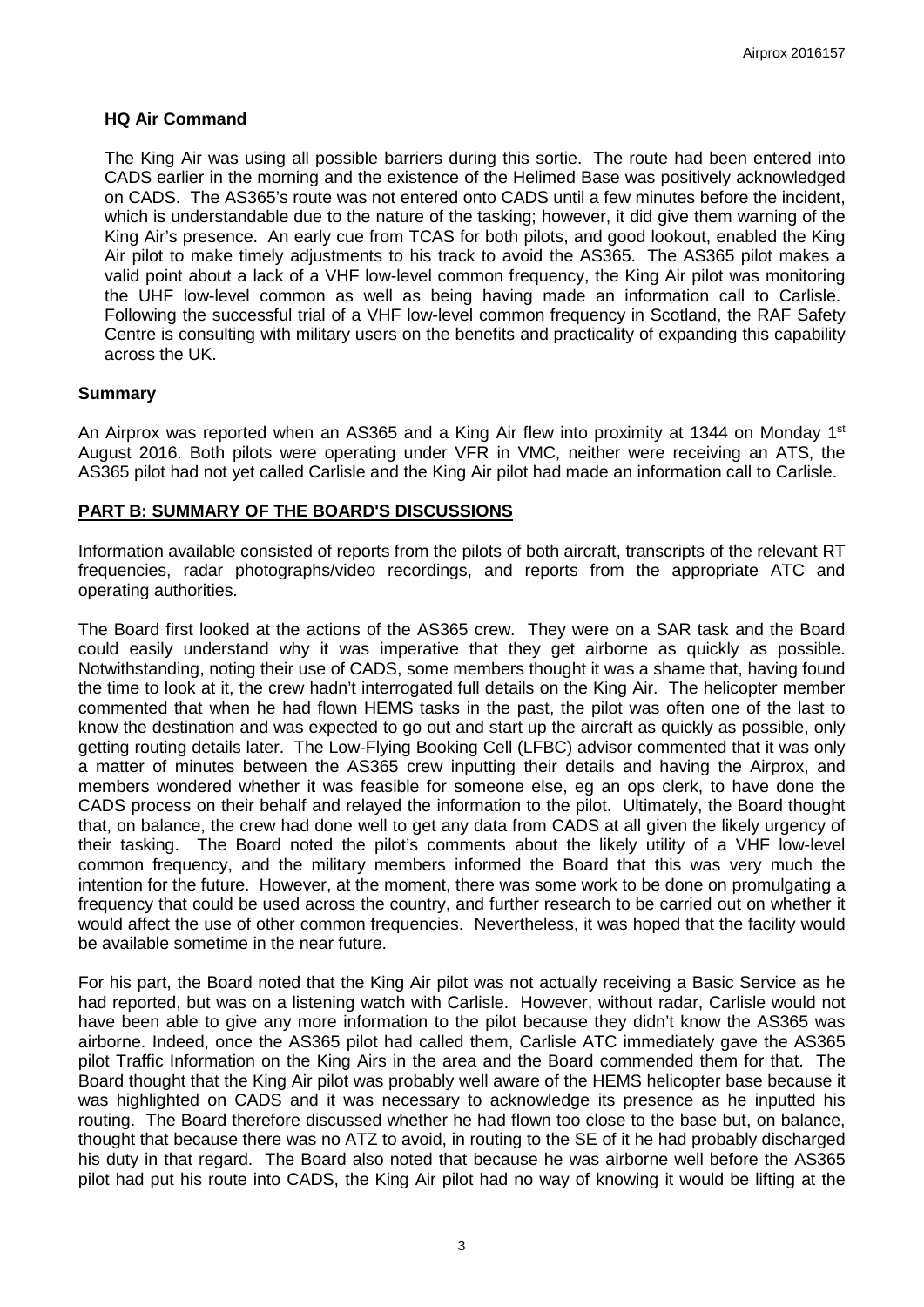**HQ Air Command**

The King Air was using all possible barriers during this sortie. The route had been entered into CADS earlier in the morning and the existence of the Helimed Base was positively acknowledged on CADS. The AS365's route was not entered onto CADS until a few minutes before the incident, which is understandable due to the nature of the tasking; however, it did give them warning of the King Air's presence. An early cue from TCAS for both pilots, and good lookout, enabled the King Air pilot to make timely adjustments to his track to avoid the AS365. The AS365 pilot makes a valid point about a lack of a VHF low-level common frequency, the King Air pilot was monitoring the UHF low-level common as well as being having made an information call to Carlisle. Following the successful trial of a VHF low-level common frequency in Scotland, the RAF Safety Centre is consulting with military users on the benefits and practicality of expanding this capability across the UK.

## Summary

An Airprox was reported when an AS365 and a King Air flew into proximity at 1344 on Monday 1st August 2016. Both pilots were operating under VFR in VMC, neither were receiving an ATS, the AS365 pilot had not yet called Carlisle and the King Air pilot had made an information call to Carlisle.

## PART B: SUMMARY OF THE BOARD'S DISCUSSIONS

Information available consisted of reports from the pilots of both aircraft, transcripts of the relevant RT frequencies, radar photographs/video recordings, and reports from the appropriate ATC and operating authorities.

The Board first looked at the actions of the AS365 crew. They were on a SAR task and the Board could easily understand why it was imperative that they get airborne as quickly as possible. Notwithstanding, noting their use of CADS, some members thought it was a shame that, having found the time to look at it, the crew hadn't interrogated full details on the King Air. The helicopter member commented that when he had flown HEMS tasks in the past, the pilot was often one of the last to know the destination and was expected to go out and start up the aircraft as quickly as possible, only getting routing details later. The Low-Flying Booking Cell (LFBC) advisor commented that it was only a matter of minutes between the AS365 crew inputting their details and having the Airprox, and members wondered whether it was feasible for someone else, eg an ops clerk, to have done the CADS process on their behalf and relayed the information to the pilot. Ultimately, the Board thought that, on balance, the crew had done well to get any data from CADS at all given the likely urgency of their tasking. The Board noted the pilot's comments about the likely utility of a VHF low-level common frequency, and the military members informed the Board that this was very much the intention for the future. However, at the moment, there was some work to be done on promulgating a frequency that could be used across the country, and further research to be carried out on whether it would affect the use of other common frequencies. Nevertheless, it was hoped that the facility would be available sometime in the near future.

For his part, the Board noted that the King Air pilot was not actually receiving a Basic Service as he had reported, but was on a listening watch with Carlisle. However, without radar, Carlisle would not have been able to give any more information to the pilot because they didn't know the AS365 was airborne. Indeed, once the AS365 pilot had called them, Carlisle ATC immediately gave the AS365 pilot Traffic Information on the King Airs in the area and the Board commended them for that. The Board thought that the King Air pilot was probably well aware of the HEMS helicopter base because it was highlighted on CADS and it was necessary to acknowledge its presence as he inputted his routing. The Board therefore discussed whether he had flown too close to the base but, on balance, thought that because there was no ATZ to avoid, in routing to the SE of it he had probably discharged his duty in that regard. The Board also noted that because he was airborne well before the AS365 pilot had put his route into CADS, the King Air pilot had no way of knowing it would be lifting at the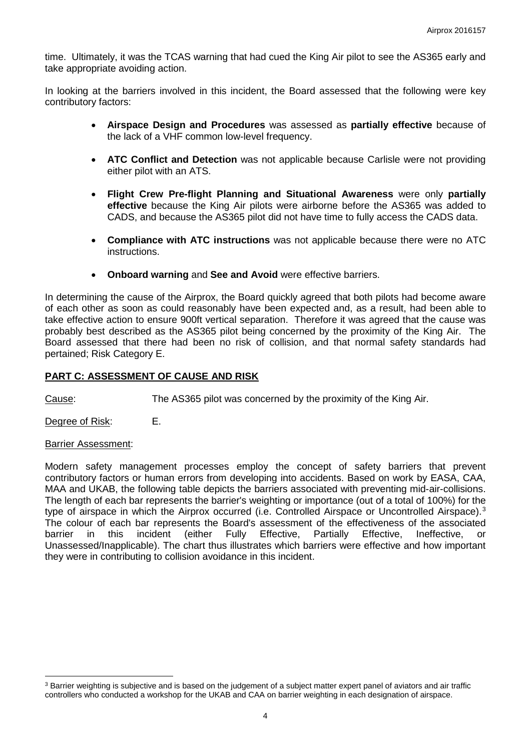time. Ultimately, it was the TCAS warning that had cued the King Air pilot to see the AS365 early and take appropriate avoiding action.

In looking at the barriers involved in this incident, the Board assessed that the following were key contributory factors:

- **Airspace Design and Procedures** was assessed as **partially effective** because of the lack of a VHF common low-level frequency.
- **ATC Conflict and Detection** was not applicable because Carlisle were not providing either pilot with an ATS.
- **Flight Crew Pre-flight Planning and Situational Awareness** were only **partially effective** because the King Air pilots were airborne before the AS365 was added to CADS, and because the AS365 pilot did not have time to fully access the CADS data.
- **Compliance with ATC instructions** was not applicable because there were no ATC instructions.
- **Onboard warning** and **See and Avoid** were effective barriers.

In determining the cause of the Airprox, the Board quickly agreed that both pilots had become aware of each other as soon as could reasonably have been expected and, as a result, had been able to take effective action to ensure 900ft vertical separation. Therefore it was agreed that the cause was probably best described as the AS365 pilot being concerned by the proximity of the King Air. The Board assessed that there had been no risk of collision, and that normal safety standards had pertained; Risk Category E.

## PART C: ASSESSMENT OF CAUSE AND RISK

Cause: The AS365 pilot was concerned by the proximity of the King Air.

Degree of Risk: E.

Barrier Assessment:

Modern safety management processes employ the concept of safety barriers that prevent contributory factors or human errors from developing into accidents. Based on work by EASA, CAA, MAA and UKAB, the following table depicts the barriers associated with preventing mid-air-collisions. The length of each bar represents the barrier's weighting or importance (out of a total of 100%) for the type of airspace in which the Airprox occurred (i.e. Controlled Airspace or Uncontrolled Airspace).[3] The colour of each bar represents the Board's assessment of the effectiveness of the associated barrier in this incident (either Fully Effective, Partially Effective, Ineffective, or Unassessed/Inapplicable). The chart thus illustrates which barriers were effective and how important they were in contributing to collision avoidance in this incident.

[3] Barrier weighting is subjective and is based on the judgement of a subject matter expert panel of aviators and air traffic controllers who conducted a workshop for the UKAB and CAA on barrier weighting in each designation of airspace.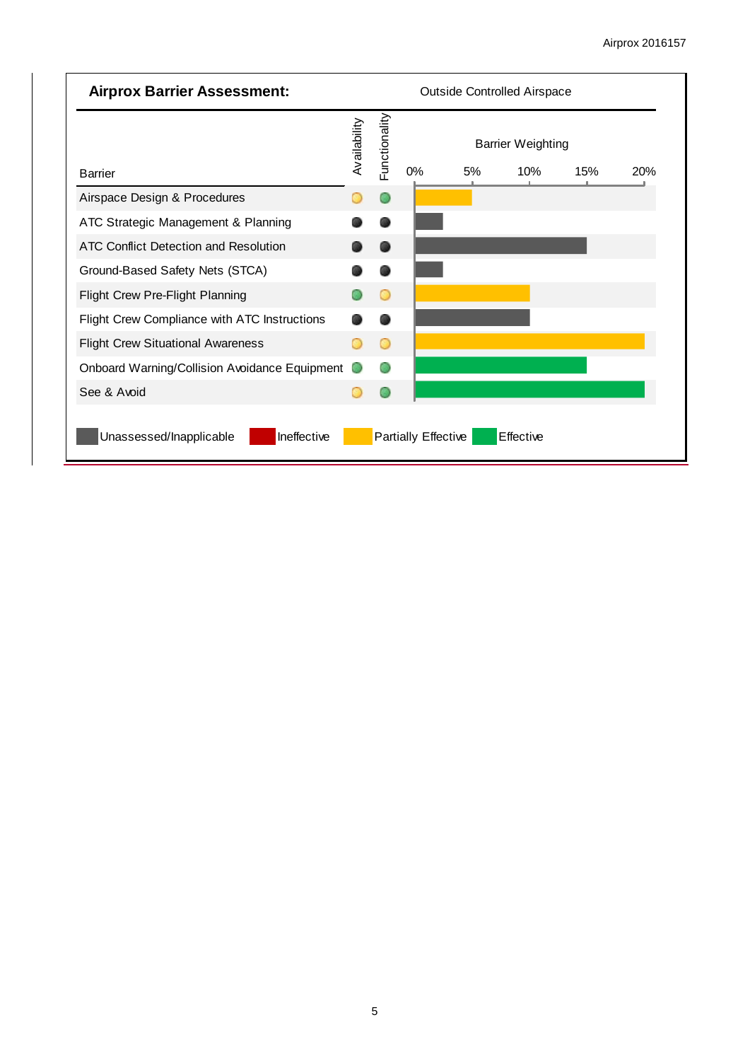**Airprox Barrier Assessment:**

Outside Controlled Airspace

Barrier

Availability

Functionality

Barrier Weighting

0%
5%
10%
15%
20%

Airspace Design & Procedures

ATC Strategic Management & Planning

ATC Conflict Detection and Resolution

Ground-Based Safety Nets (STCA)

Flight Crew Pre-Flight Planning

Flight Crew Compliance with ATC Instructions

Flight Crew Situational Awareness

Onboard Warning/Collision Avoidance Equipment

See & Avoid

Unassessed/Inapplicable
Ineffective
Partially Effective
Effective